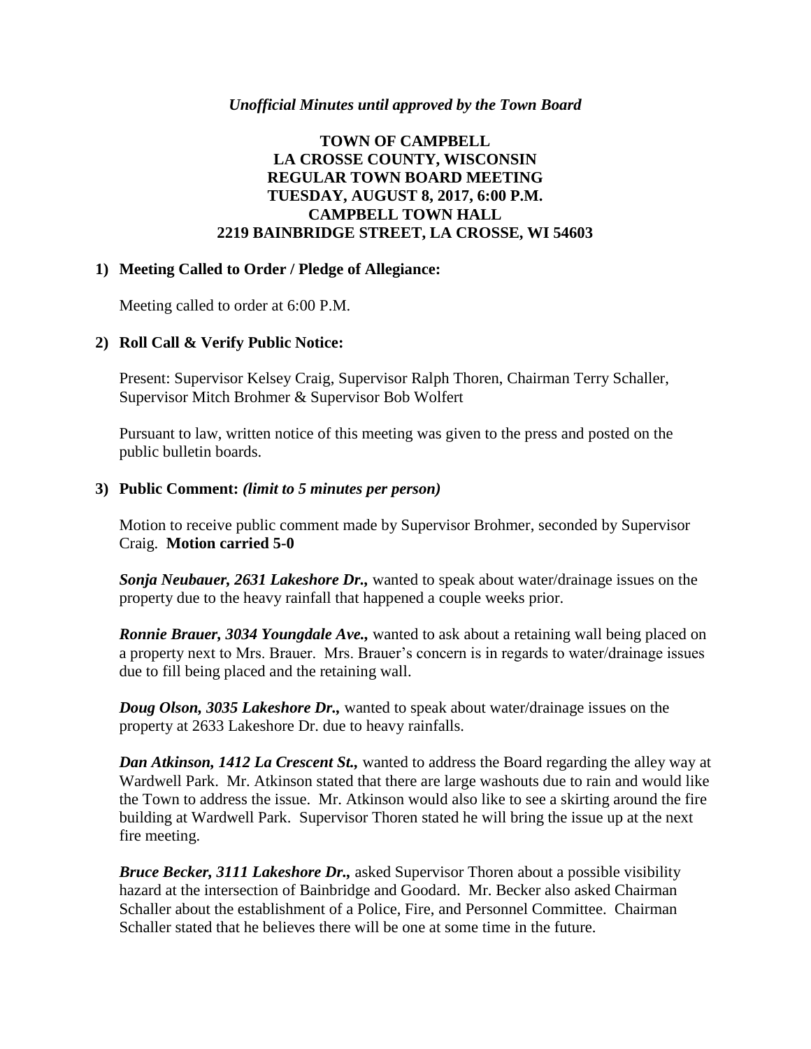*Unofficial Minutes until approved by the Town Board*

# TOWN OF CAMPBELL
# LA CROSSE COUNTY, WISCONSIN
# REGULAR TOWN BOARD MEETING
# TUESDAY, AUGUST 8, 2017, 6:00 P.M.
# CAMPBELL TOWN HALL
# 2219 BAINBRIDGE STREET, LA CROSSE, WI 54603

**1) Meeting Called to Order / Pledge of Allegiance:**

Meeting called to order at 6:00 P.M.

**2) Roll Call & Verify Public Notice:**

Present: Supervisor Kelsey Craig, Supervisor Ralph Thoren, Chairman Terry Schaller, Supervisor Mitch Brohmer & Supervisor Bob Wolfert

Pursuant to law, written notice of this meeting was given to the press and posted on the public bulletin boards.

**3) Public Comment:** ***(limit to 5 minutes per person)***

Motion to receive public comment made by Supervisor Brohmer, seconded by Supervisor Craig. **Motion carried 5-0**

***Sonja Neubauer, 2631 Lakeshore Dr.,*** wanted to speak about water/drainage issues on the property due to the heavy rainfall that happened a couple weeks prior.

***Ronnie Brauer, 3034 Youngdale Ave.,*** wanted to ask about a retaining wall being placed on a property next to Mrs. Brauer. Mrs. Brauer's concern is in regards to water/drainage issues due to fill being placed and the retaining wall.

***Doug Olson, 3035 Lakeshore Dr.,*** wanted to speak about water/drainage issues on the property at 2633 Lakeshore Dr. due to heavy rainfalls.

***Dan Atkinson, 1412 La Crescent St.,*** wanted to address the Board regarding the alley way at Wardwell Park. Mr. Atkinson stated that there are large washouts due to rain and would like the Town to address the issue. Mr. Atkinson would also like to see a skirting around the fire building at Wardwell Park. Supervisor Thoren stated he will bring the issue up at the next fire meeting.

***Bruce Becker, 3111 Lakeshore Dr.,*** asked Supervisor Thoren about a possible visibility hazard at the intersection of Bainbridge and Goodard. Mr. Becker also asked Chairman Schaller about the establishment of a Police, Fire, and Personnel Committee. Chairman Schaller stated that he believes there will be one at some time in the future.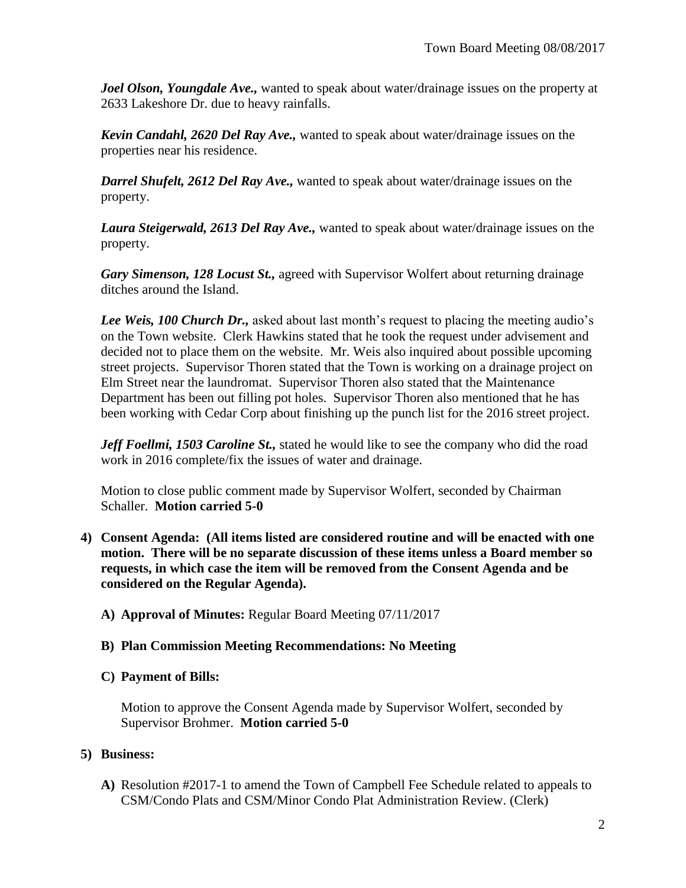***Joel Olson, Youngdale Ave.,*** wanted to speak about water/drainage issues on the property at 2633 Lakeshore Dr. due to heavy rainfalls.

***Kevin Candahl, 2620 Del Ray Ave.,*** wanted to speak about water/drainage issues on the properties near his residence.

***Darrel Shufelt, 2612 Del Ray Ave.,*** wanted to speak about water/drainage issues on the property.

***Laura Steigerwald, 2613 Del Ray Ave.,*** wanted to speak about water/drainage issues on the property.

***Gary Simenson, 128 Locust St.,*** agreed with Supervisor Wolfert about returning drainage ditches around the Island.

***Lee Weis, 100 Church Dr.,*** asked about last month's request to placing the meeting audio's on the Town website. Clerk Hawkins stated that he took the request under advisement and decided not to place them on the website. Mr. Weis also inquired about possible upcoming street projects. Supervisor Thoren stated that the Town is working on a drainage project on Elm Street near the laundromat. Supervisor Thoren also stated that the Maintenance Department has been out filling pot holes. Supervisor Thoren also mentioned that he has been working with Cedar Corp about finishing up the punch list for the 2016 street project.

***Jeff Foellmi, 1503 Caroline St.,*** stated he would like to see the company who did the road work in 2016 complete/fix the issues of water and drainage.

Motion to close public comment made by Supervisor Wolfert, seconded by Chairman Schaller. **Motion carried 5-0**

**4) Consent Agenda: (All items listed are considered routine and will be enacted with one motion. There will be no separate discussion of these items unless a Board member so requests, in which case the item will be removed from the Consent Agenda and be considered on the Regular Agenda).**

**A) Approval of Minutes:** Regular Board Meeting 07/11/2017

**B) Plan Commission Meeting Recommendations: No Meeting**

**C) Payment of Bills:**

Motion to approve the Consent Agenda made by Supervisor Wolfert, seconded by Supervisor Brohmer. **Motion carried 5-0**

**5) Business:**

**A)** Resolution #2017-1 to amend the Town of Campbell Fee Schedule related to appeals to CSM/Condo Plats and CSM/Minor Condo Plat Administration Review. (Clerk)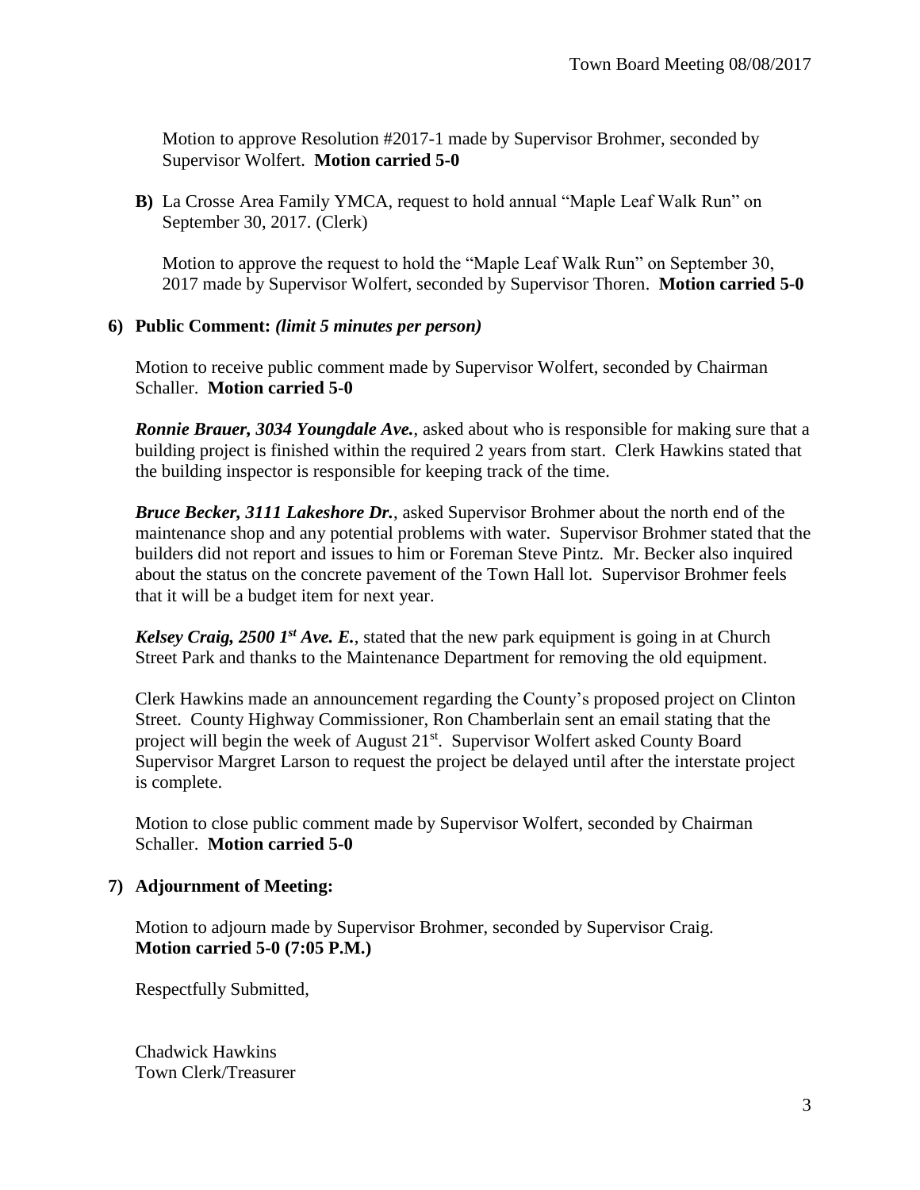Motion to approve Resolution #2017-1 made by Supervisor Brohmer, seconded by Supervisor Wolfert. **Motion carried 5-0**

**B)** La Crosse Area Family YMCA, request to hold annual "Maple Leaf Walk Run" on September 30, 2017. (Clerk)

Motion to approve the request to hold the "Maple Leaf Walk Run" on September 30, 2017 made by Supervisor Wolfert, seconded by Supervisor Thoren. **Motion carried 5-0**

**6) Public Comment:** ***(limit 5 minutes per person)***

Motion to receive public comment made by Supervisor Wolfert, seconded by Chairman Schaller. **Motion carried 5-0**

***Ronnie Brauer, 3034 Youngdale Ave.***, asked about who is responsible for making sure that a building project is finished within the required 2 years from start. Clerk Hawkins stated that the building inspector is responsible for keeping track of the time.

***Bruce Becker, 3111 Lakeshore Dr.***, asked Supervisor Brohmer about the north end of the maintenance shop and any potential problems with water. Supervisor Brohmer stated that the builders did not report and issues to him or Foreman Steve Pintz. Mr. Becker also inquired about the status on the concrete pavement of the Town Hall lot. Supervisor Brohmer feels that it will be a budget item for next year.

***Kelsey Craig, 2500 1st Ave. E.***, stated that the new park equipment is going in at Church Street Park and thanks to the Maintenance Department for removing the old equipment.

Clerk Hawkins made an announcement regarding the County's proposed project on Clinton Street. County Highway Commissioner, Ron Chamberlain sent an email stating that the project will begin the week of August 21st. Supervisor Wolfert asked County Board Supervisor Margret Larson to request the project be delayed until after the interstate project is complete.

Motion to close public comment made by Supervisor Wolfert, seconded by Chairman Schaller. **Motion carried 5-0**

**7) Adjournment of Meeting:**

Motion to adjourn made by Supervisor Brohmer, seconded by Supervisor Craig.
**Motion carried 5-0 (7:05 P.M.)**

Respectfully Submitted,

Chadwick Hawkins
Town Clerk/Treasurer